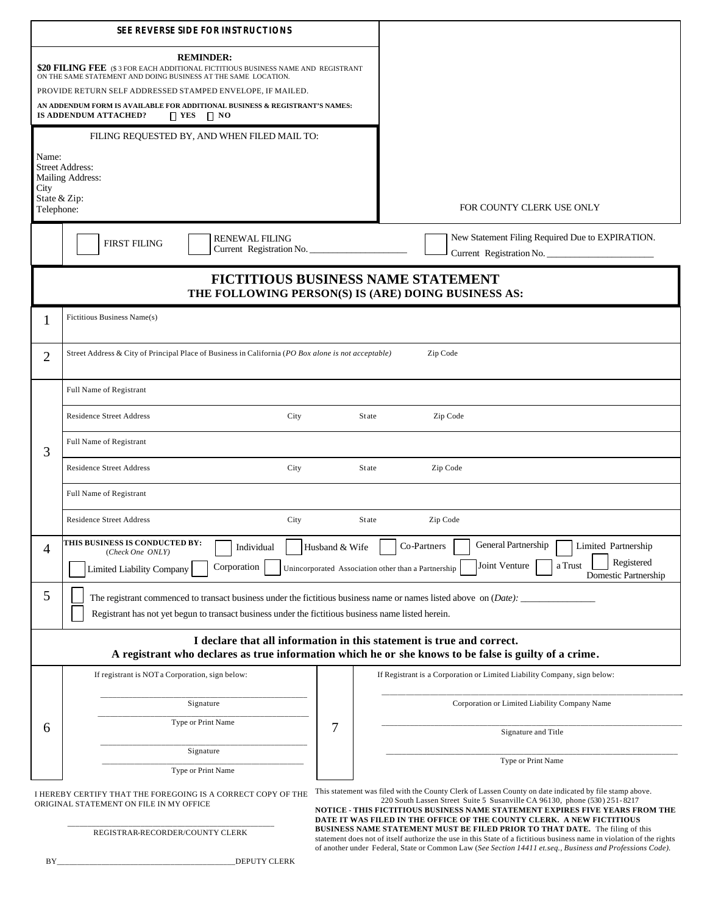**SEE REVERSE SIDE FOR INSTRUCTIONS**

**REMINDER:**

**$20 FILING FEE** ($3 FOR EACH ADDITIONAL FICTITIOUS BUSINESS NAME AND REGISTRANT ON THE SAME STATEMENT AND DOING BUSINESS AT THE SAME LOCATION.

PROVIDE RETURN SELF ADDRESSED STAMPED ENVELOPE, IF MAILED.

**AN ADDENDUM FORM IS AVAILABLE FOR ADDITIONAL BUSINESS & REGISTRANT'S NAMES:**
**IS ADDENDUM ATTACHED?** ☐ **YES** ☐ **NO**

FILING REQUESTED BY, AND WHEN FILED MAIL TO:

Name:
Street Address:
Mailing Address:
City
State & Zip:
Telephone:

FOR COUNTY CLERK USE ONLY

☐ FIRST FILING ☐ RENEWAL FILING Current Registration No. ____________________ ☐ New Statement Filing Required Due to EXPIRATION. Current Registration No. ______________________

# FICTITIOUS BUSINESS NAME STATEMENT

## THE FOLLOWING PERSON(S) IS (ARE) DOING BUSINESS AS:

**1** Fictitious Business Name(s)

**2** Street Address & City of Principal Place of Business in California (*PO Box alone is not acceptable*) Zip Code

**3**

Full Name of Registrant

Residence Street Address City State Zip Code

Full Name of Registrant

Residence Street Address City State Zip Code

Full Name of Registrant

Residence Street Address City State Zip Code

**4** **THIS BUSINESS IS CONDUCTED BY:** (*Check One ONLY*) ☐ Individual ☐ Husband & Wife ☐ Co-Partners ☐ General Partnership ☐ Limited Partnership ☐ Limited Liability Company ☐ Corporation ☐ Unincorporated Association other than a Partnership ☐ Joint Venture ☐ a Trust ☐ Registered Domestic Partnership

**5** ☐ The registrant commenced to transact business under the fictitious business name or names listed above on (*Date*): _______________
☐ Registrant has not yet begun to transact business under the fictitious business name listed herein.

**I declare that all information in this statement is true and correct.**
**A registrant who declares as true information which he or she knows to be false is guilty of a crime.**

**6** If registrant is NOT a Corporation, sign below:

_______________________________________
Signature
_______________________________________
Type or Print Name
_______________________________________
Signature
_______________________________________
Type or Print Name

**7** If Registrant is a Corporation or Limited Liability Company, sign below:

_______________________________________
Corporation or Limited Liability Company Name
_______________________________________
Signature and Title
_______________________________________
Type or Print Name

I HEREBY CERTIFY THAT THE FOREGOING IS A CORRECT COPY OF THE ORIGINAL STATEMENT ON FILE IN MY OFFICE

_______________________________________
REGISTRAR-RECORDER/COUNTY CLERK

BY_______________________________________DEPUTY CLERK

This statement was filed with the County Clerk of Lassen County on date indicated by file stamp above.
220 South Lassen Street Suite 5 Susanville CA 96130, phone (530) 251-8217

**NOTICE - THIS FICTITIOUS BUSINESS NAME STATEMENT EXPIRES FIVE YEARS FROM THE DATE IT WAS FILED IN THE OFFICE OF THE COUNTY CLERK. A NEW FICTITIOUS BUSINESS NAME STATEMENT MUST BE FILED PRIOR TO THAT DATE.** The filing of this statement does not of itself authorize the use in this State of a fictitious business name in violation of the rights of another under Federal, State or Common Law (*See Section 14411 et.seq., Business and Professions Code).*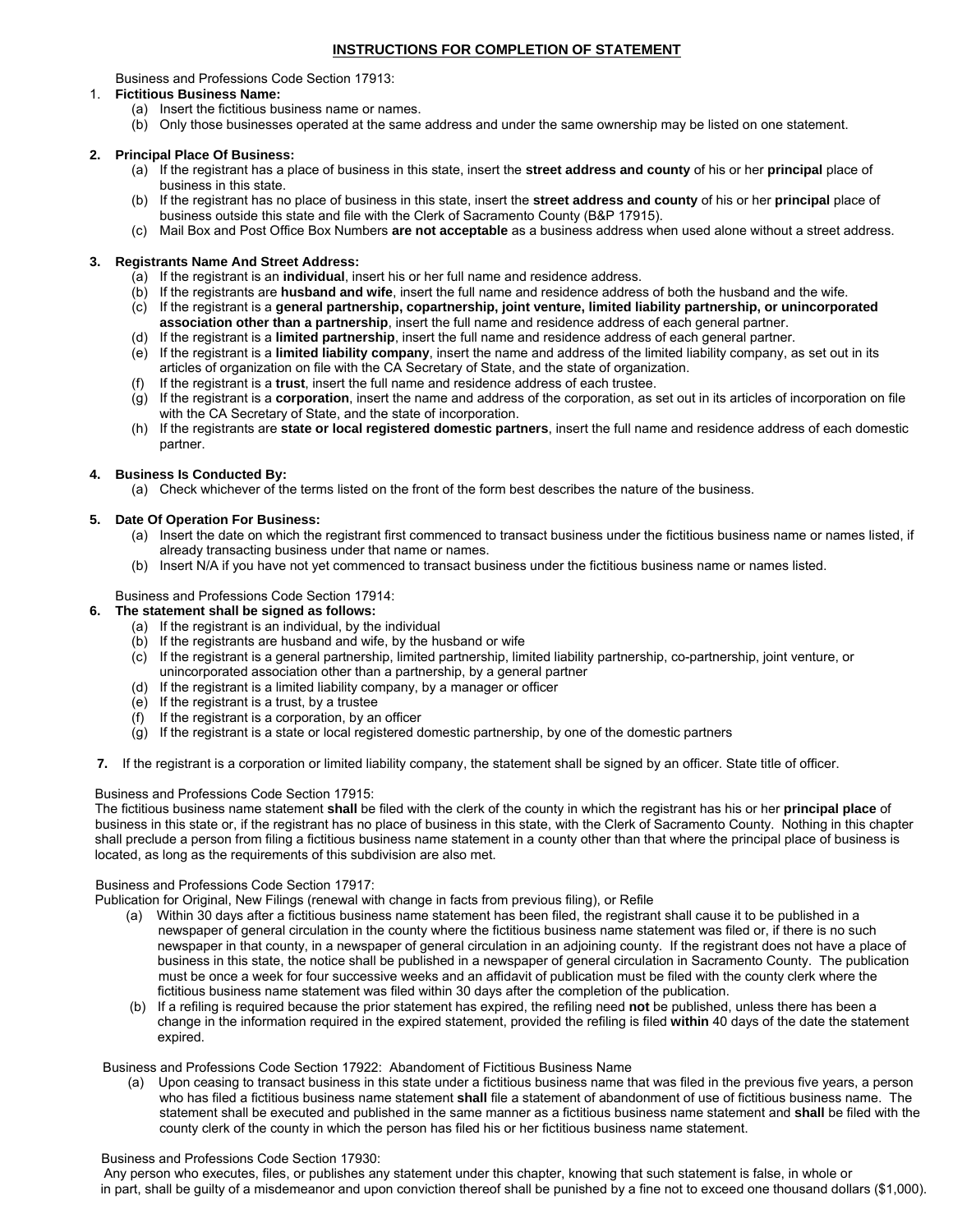## INSTRUCTIONS FOR COMPLETION OF STATEMENT

Business and Professions Code Section 17913:

1. **Fictitious Business Name:**
   - (a) Insert the fictitious business name or names.
   - (b) Only those businesses operated at the same address and under the same ownership may be listed on one statement.

2. **Principal Place Of Business:**
   - (a) If the registrant has a place of business in this state, insert the **street address and county** of his or her **principal** place of business in this state.
   - (b) If the registrant has no place of business in this state, insert the **street address and county** of his or her **principal** place of business outside this state and file with the Clerk of Sacramento County (B&P 17915).
   - (c) Mail Box and Post Office Box Numbers **are not acceptable** as a business address when used alone without a street address.

3. **Registrants Name And Street Address:**
   - (a) If the registrant is an **individual**, insert his or her full name and residence address.
   - (b) If the registrants are **husband and wife**, insert the full name and residence address of both the husband and the wife.
   - (c) If the registrant is a **general partnership, copartnership, joint venture, limited liability partnership, or unincorporated association other than a partnership**, insert the full name and residence address of each general partner.
   - (d) If the registrant is a **limited partnership**, insert the full name and residence address of each general partner.
   - (e) If the registrant is a **limited liability company**, insert the name and address of the limited liability company, as set out in its articles of organization on file with the CA Secretary of State, and the state of organization.
   - (f) If the registrant is a **trust**, insert the full name and residence address of each trustee.
   - (g) If the registrant is a **corporation**, insert the name and address of the corporation, as set out in its articles of incorporation on file with the CA Secretary of State, and the state of incorporation.
   - (h) If the registrants are **state or local registered domestic partners**, insert the full name and residence address of each domestic partner.

4. **Business Is Conducted By:**
   - (a) Check whichever of the terms listed on the front of the form best describes the nature of the business.

5. **Date Of Operation For Business:**
   - (a) Insert the date on which the registrant first commenced to transact business under the fictitious business name or names listed, if already transacting business under that name or names.
   - (b) Insert N/A if you have not yet commenced to transact business under the fictitious business name or names listed.

Business and Professions Code Section 17914:

6. **The statement shall be signed as follows:**
   - (a) If the registrant is an individual, by the individual
   - (b) If the registrants are husband and wife, by the husband or wife
   - (c) If the registrant is a general partnership, limited partnership, limited liability partnership, co-partnership, joint venture, or unincorporated association other than a partnership, by a general partner
   - (d) If the registrant is a limited liability company, by a manager or officer
   - (e) If the registrant is a trust, by a trustee
   - (f) If the registrant is a corporation, by an officer
   - (g) If the registrant is a state or local registered domestic partnership, by one of the domestic partners

7. If the registrant is a corporation or limited liability company, the statement shall be signed by an officer. State title of officer.

Business and Professions Code Section 17915:
The fictitious business name statement **shall** be filed with the clerk of the county in which the registrant has his or her **principal place** of business in this state or, if the registrant has no place of business in this state, with the Clerk of Sacramento County. Nothing in this chapter shall preclude a person from filing a fictitious business name statement in a county other than that where the principal place of business is located, as long as the requirements of this subdivision are also met.

Business and Professions Code Section 17917:
Publication for Original, New Filings (renewal with change in facts from previous filing), or Refile

- (a) Within 30 days after a fictitious business name statement has been filed, the registrant shall cause it to be published in a newspaper of general circulation in the county where the fictitious business name statement was filed or, if there is no such newspaper in that county, in a newspaper of general circulation in an adjoining county. If the registrant does not have a place of business in this state, the notice shall be published in a newspaper of general circulation in Sacramento County. The publication must be once a week for four successive weeks and an affidavit of publication must be filed with the county clerk where the fictitious business name statement was filed within 30 days after the completion of the publication.
- (b) If a refiling is required because the prior statement has expired, the refiling need **not** be published, unless there has been a change in the information required in the expired statement, provided the refiling is filed **within** 40 days of the date the statement expired.

Business and Professions Code Section 17922: Abandonment of Fictitious Business Name

- (a) Upon ceasing to transact business in this state under a fictitious business name that was filed in the previous five years, a person who has filed a fictitious business name statement **shall** file a statement of abandonment of use of fictitious business name. The statement shall be executed and published in the same manner as a fictitious business name statement and **shall** be filed with the county clerk of the county in which the person has filed his or her fictitious business name statement.

Business and Professions Code Section 17930:
Any person who executes, files, or publishes any statement under this chapter, knowing that such statement is false, in whole or in part, shall be guilty of a misdemeanor and upon conviction thereof shall be punished by a fine not to exceed one thousand dollars ($1,000).